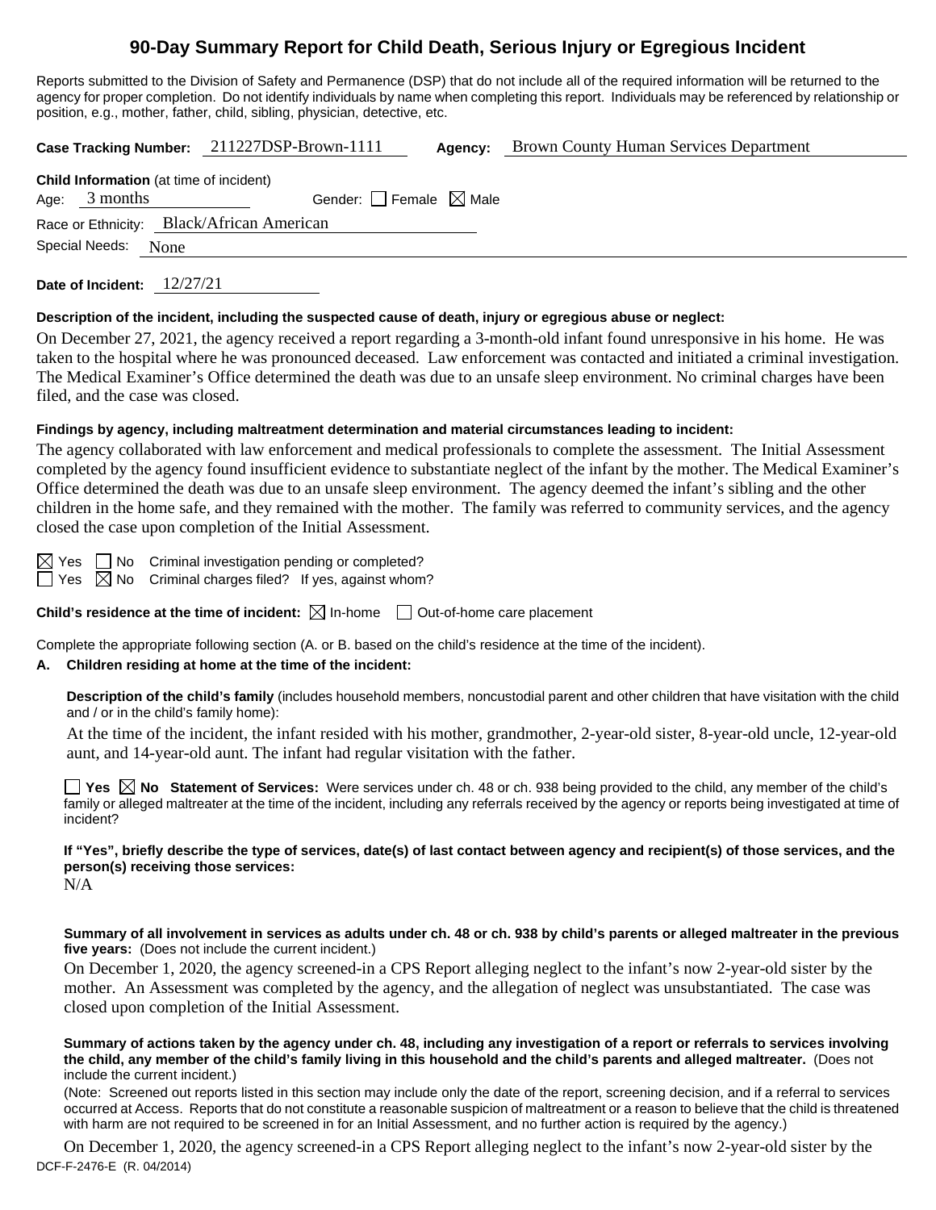# 90-Day Summary Report for Child Death, Serious Injury or Egregious Incident

Reports submitted to the Division of Safety and Permanence (DSP) that do not include all of the required information will be returned to the agency for proper completion. Do not identify individuals by name when completing this report. Individuals may be referenced by relationship or position, e.g., mother, father, child, sibling, physician, detective, etc.

**Case Tracking Number:** 211227DSP-Brown-1111 **Agency:** Brown County Human Services Department

**Child Information** (at time of incident)

Age: 3 months Gender: ☐ Female ☒ Male

Race or Ethnicity: Black/African American

Special Needs: None

**Date of Incident:** 12/27/21

**Description of the incident, including the suspected cause of death, injury or egregious abuse or neglect:**

On December 27, 2021, the agency received a report regarding a 3-month-old infant found unresponsive in his home. He was taken to the hospital where he was pronounced deceased. Law enforcement was contacted and initiated a criminal investigation. The Medical Examiner's Office determined the death was due to an unsafe sleep environment. No criminal charges have been filed, and the case was closed.

**Findings by agency, including maltreatment determination and material circumstances leading to incident:**

The agency collaborated with law enforcement and medical professionals to complete the assessment. The Initial Assessment completed by the agency found insufficient evidence to substantiate neglect of the infant by the mother. The Medical Examiner's Office determined the death was due to an unsafe sleep environment. The agency deemed the infant's sibling and the other children in the home safe, and they remained with the mother. The family was referred to community services, and the agency closed the case upon completion of the Initial Assessment.

☒ Yes ☐ No Criminal investigation pending or completed?

☐ Yes ☒ No Criminal charges filed? If yes, against whom?

**Child's residence at the time of incident:** ☒ In-home ☐ Out-of-home care placement

Complete the appropriate following section (A. or B. based on the child's residence at the time of the incident).

**A. Children residing at home at the time of the incident:**

**Description of the child's family** (includes household members, noncustodial parent and other children that have visitation with the child and / or in the child's family home):

At the time of the incident, the infant resided with his mother, grandmother, 2-year-old sister, 8-year-old uncle, 12-year-old aunt, and 14-year-old aunt. The infant had regular visitation with the father.

☐ **Yes** ☒ **No** **Statement of Services:** Were services under ch. 48 or ch. 938 being provided to the child, any member of the child's family or alleged maltreater at the time of the incident, including any referrals received by the agency or reports being investigated at time of incident?

**If "Yes", briefly describe the type of services, date(s) of last contact between agency and recipient(s) of those services, and the person(s) receiving those services:**

N/A

**Summary of all involvement in services as adults under ch. 48 or ch. 938 by child's parents or alleged maltreater in the previous five years:** (Does not include the current incident.)

On December 1, 2020, the agency screened-in a CPS Report alleging neglect to the infant's now 2-year-old sister by the mother. An Assessment was completed by the agency, and the allegation of neglect was unsubstantiated. The case was closed upon completion of the Initial Assessment.

**Summary of actions taken by the agency under ch. 48, including any investigation of a report or referrals to services involving the child, any member of the child's family living in this household and the child's parents and alleged maltreater.** (Does not include the current incident.)

(Note: Screened out reports listed in this section may include only the date of the report, screening decision, and if a referral to services occurred at Access. Reports that do not constitute a reasonable suspicion of maltreatment or a reason to believe that the child is threatened with harm are not required to be screened in for an Initial Assessment, and no further action is required by the agency.)

On December 1, 2020, the agency screened-in a CPS Report alleging neglect to the infant's now 2-year-old sister by the

DCF-F-2476-E (R. 04/2014)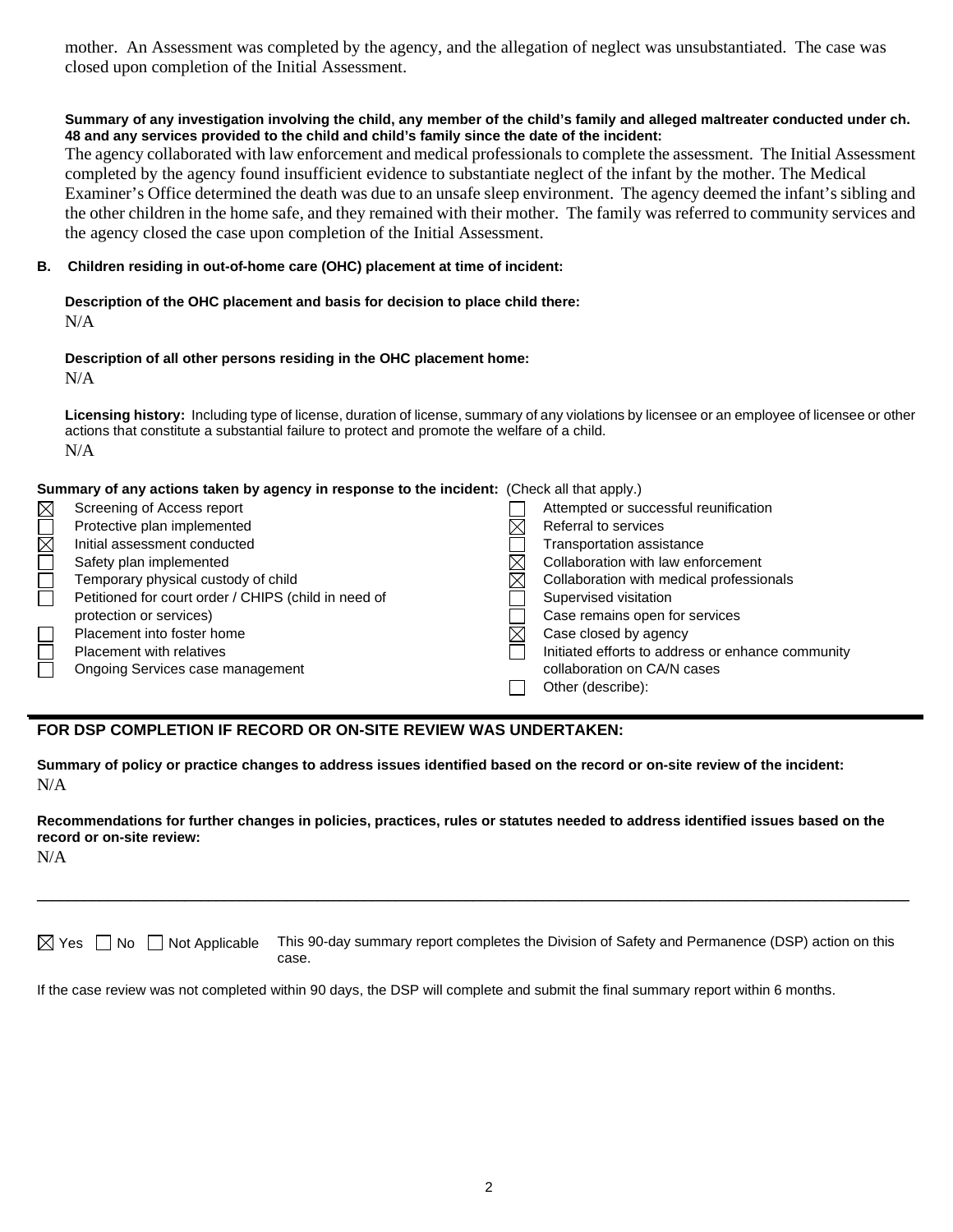mother. An Assessment was completed by the agency, and the allegation of neglect was unsubstantiated. The case was closed upon completion of the Initial Assessment.

**Summary of any investigation involving the child, any member of the child's family and alleged maltreater conducted under ch. 48 and any services provided to the child and child's family since the date of the incident:**

The agency collaborated with law enforcement and medical professionals to complete the assessment. The Initial Assessment completed by the agency found insufficient evidence to substantiate neglect of the infant by the mother. The Medical Examiner's Office determined the death was due to an unsafe sleep environment. The agency deemed the infant's sibling and the other children in the home safe, and they remained with their mother. The family was referred to community services and the agency closed the case upon completion of the Initial Assessment.

**B. Children residing in out-of-home care (OHC) placement at time of incident:**

**Description of the OHC placement and basis for decision to place child there:**

N/A

**Description of all other persons residing in the OHC placement home:**

N/A

**Licensing history:** Including type of license, duration of license, summary of any violations by licensee or an employee of licensee or other actions that constitute a substantial failure to protect and promote the welfare of a child.

N/A

**Summary of any actions taken by agency in response to the incident:** (Check all that apply.)

- ☒ Screening of Access report
- ☐ Protective plan implemented
- ☒ Initial assessment conducted
- ☐ Safety plan implemented
- ☐ Temporary physical custody of child
- ☐ Petitioned for court order / CHIPS (child in need of protection or services)
- ☐ Placement into foster home
- ☐ Placement with relatives
- ☐ Ongoing Services case management
- ☐ Attempted or successful reunification
- ☒ Referral to services
- ☐ Transportation assistance
- ☒ Collaboration with law enforcement
- ☒ Collaboration with medical professionals
- ☐ Supervised visitation
- ☐ Case remains open for services
- ☒ Case closed by agency
- ☐ Initiated efforts to address or enhance community collaboration on CA/N cases
- ☐ Other (describe):

## FOR DSP COMPLETION IF RECORD OR ON-SITE REVIEW WAS UNDERTAKEN:

**Summary of policy or practice changes to address issues identified based on the record or on-site review of the incident:**

N/A

**Recommendations for further changes in policies, practices, rules or statutes needed to address identified issues based on the record or on-site review:**

N/A

---

☒ Yes ☐ No ☐ Not Applicable This 90-day summary report completes the Division of Safety and Permanence (DSP) action on this case.

If the case review was not completed within 90 days, the DSP will complete and submit the final summary report within 6 months.